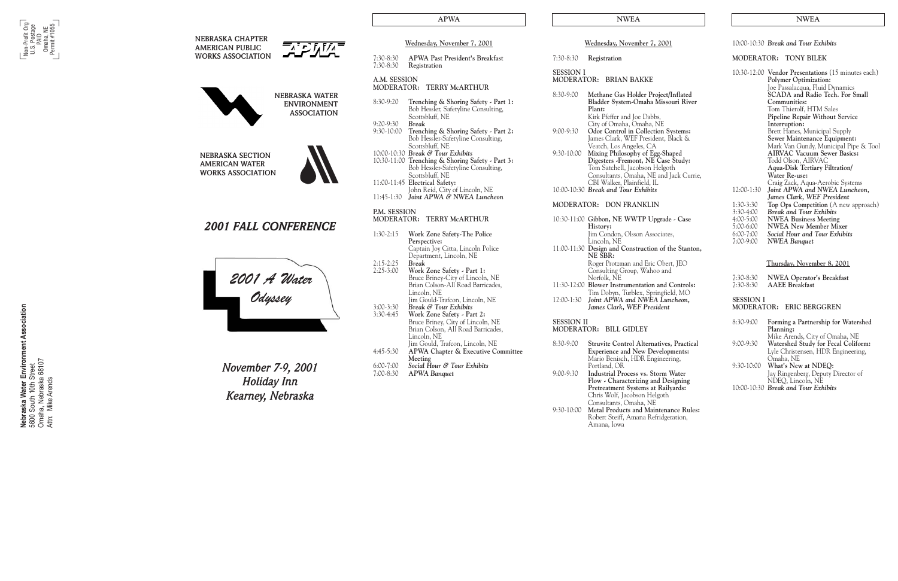Non-Profit Org
U.S. Postage
PAID
Omaha, NE
Permit #1055

**Nebraska Water Environment Association**
5600 South 10th Street
Omaha, Nebraska 68107
Attn: Mike Arends

NEBRASKA CHAPTER
AMERICAN PUBLIC
WORKS ASSOCIATION

NEBRASKA WATER
ENVIRONMENT
ASSOCIATION

NEBRASKA SECTION
AMERICAN WATER
WORKS ASSOCIATION

# *2001 FALL CONFERENCE*

*2001 A Water Odyssey*

*November 7-9, 2001*
*Holiday Inn*
*Kearney, Nebraska*

## APWA

Wednesday, November 7, 2001

7:30-8:30 **APWA Past President's Breakfast**
7:30-8:30 **Registration**

A.M. SESSION
MODERATOR: TERRY McARTHUR

8:30-9:20 **Trenching & Shoring Safety - Part 1:** Bob Hessler, Safetyline Consulting, Scottsbluff, NE
9:20-9:30 *Break*
9:30-10:00 **Trenching & Shoring Safety - Part 2:** Bob Hessler-Safetyline Consulting, Scottsbluff, NE
10:00-10:30 *Break & Tour Exhibits*
10:30-11:00 **Trenching & Shoring Safety - Part 3:** Bob Hessler-Safetyline Consulting, Scottsbluff, NE
11:00-11:45 **Electrical Safety:** John Reid, City of Lincoln, NE
11:45-1:30 *Joint APWA & NWEA Luncheon*

P.M. SESSION
MODERATOR: TERRY McARTHUR

1:30-2:15 **Work Zone Safety-The Police Perspective:** Captain Joy Citta, Lincoln Police Department, Lincoln, NE
2:15-2:25 *Break*
2:25-3:00 **Work Zone Safety - Part 1:** Bruce Briney-City of Lincoln, NE; Brian Colson-All Road Barricades, Lincoln, NE; Jim Gould-Trafcon, Lincoln, NE
3:00-3:30 *Break & Tour Exhibits*
3:30-4:45 **Work Zone Safety - Part 2:** Bruce Briney, City of Lincoln, NE; Brian Colson, All Road Barricades, Lincoln, NE; Jim Gould, Trafcon, Lincoln, NE
4:45-5:30 **APWA Chapter & Executive Committee Meeting**
6:00-7:00 *Social Hour & Tour Exhibits*
7:00-8:30 *APWA Banquet*

## NWEA

Wednesday, November 7, 2001

7:30-8:30 **Registration**

SESSION I
MODERATOR: BRIAN BAKKE

8:30-9:00 **Methane Gas Holder Project/Inflated Bladder System-Omaha Missouri River Plant:** Kirk Pfeffer and Joe Dabbs, City of Omaha, Omaha, NE
9:00-9:30 **Odor Control in Collection Systems:** James Clark, WEF President, Black & Veatch, Los Angeles, CA
9:30-10:00 **Mixing Philosophy of Egg-Shaped Digesters -Fremont, NE Case Study:** Tom Satchell, Jacobson Helgoth Consultants, Omaha, NE and Jack Currie, CBI Walker, Plainfield, IL
10:00-10:30 *Break and Tour Exhibits*

MODERATOR: DON FRANKLIN

10:30-11:00 **Gibbon, NE WWTP Upgrade - Case History:** Jim Condon, Olsson Associates, Lincoln, NE
11:00-11:30 **Design and Construction of the Stanton, NE SBR:** Roger Protzman and Eric Obert, JEO Consulting Group, Wahoo and Norfolk, NE
11:30-12:00 **Blower Instrumentation and Controls:** Tim Dobyn, Turblex, Springfield, MO
12:00-1:30 *Joint APWA and NWEA Luncheon, James Clark, WEF President*

SESSION II
MODERATOR: BILL GIDLEY

8:30-9:00 **Struvite Control Alternatives, Practical Experience and New Developments:** Mario Benisch, HDR Engineering, Portland, OR
9:00-9:30 **Industrial Process vs. Storm Water Flow - Characterizing and Designing Pretreatment Systems at Railyards:** Chris Wolf, Jacobson Helgoth Consultants, Omaha, NE
9:30-10:00 **Metal Products and Maintenance Rules:** Robert Steiff, Amana Refridgeration, Amana, Iowa

## NWEA

10:00-10:30 *Break and Tour Exhibits*

MODERATOR: TONY BILEK

10:30-12:00 **Vendor Presentations** (15 minutes each)
- **Polymer Optimization:** Joe Passalacqua, Fluid Dynamics
- **SCADA and Radio Tech. For Small Communities:** Tom Thierolf, HTM Sales
- **Pipeline Repair Without Service Interruption:** Brett Hanes, Municipal Supply
- **Sewer Maintenance Equipment:** Mark Van Gundy, Municipal Pipe & Tool
- **AIRVAC Vacuum Sewer Basics:** Todd Olson, AIRVAC
- **Aqua-Disk Tertiary Filtration/ Water Re-use:** Craig Zack, Aqua-Aerobic Systems

12:00-1:30 *Joint APWA and NWEA Luncheon, James Clark, WEF President*
1:30-3:30 **Top Ops Competition** (A new approach)
3:30-4:00 *Break and Tour Exhibits*
4:00-5:00 **NWEA Business Meeting**
5:00-6:00 **NWEA New Member Mixer**
6:00-7:00 *Social Hour and Tour Exhibits*
7:00-9:00 *NWEA Banquet*

Thursday, November 8, 2001

7:30-8:30 **NWEA Operator's Breakfast**
7:30-8:30 **AAEE Breakfast**

SESSION I
MODERATOR: ERIC BERGGREN

8:30-9:00 **Forming a Partnership for Watershed Planning:** Mike Arends, City of Omaha, NE
9:00-9:30 **Watershed Study for Fecal Coliform:** Lyle Christensen, HDR Engineering, Omaha, NE
9:30-10:00 **What's New at NDEQ:** Jay Ringenberg, Deputy Director of NDEQ, Lincoln, NE
10:00-10:30 *Break and Tour Exhibits*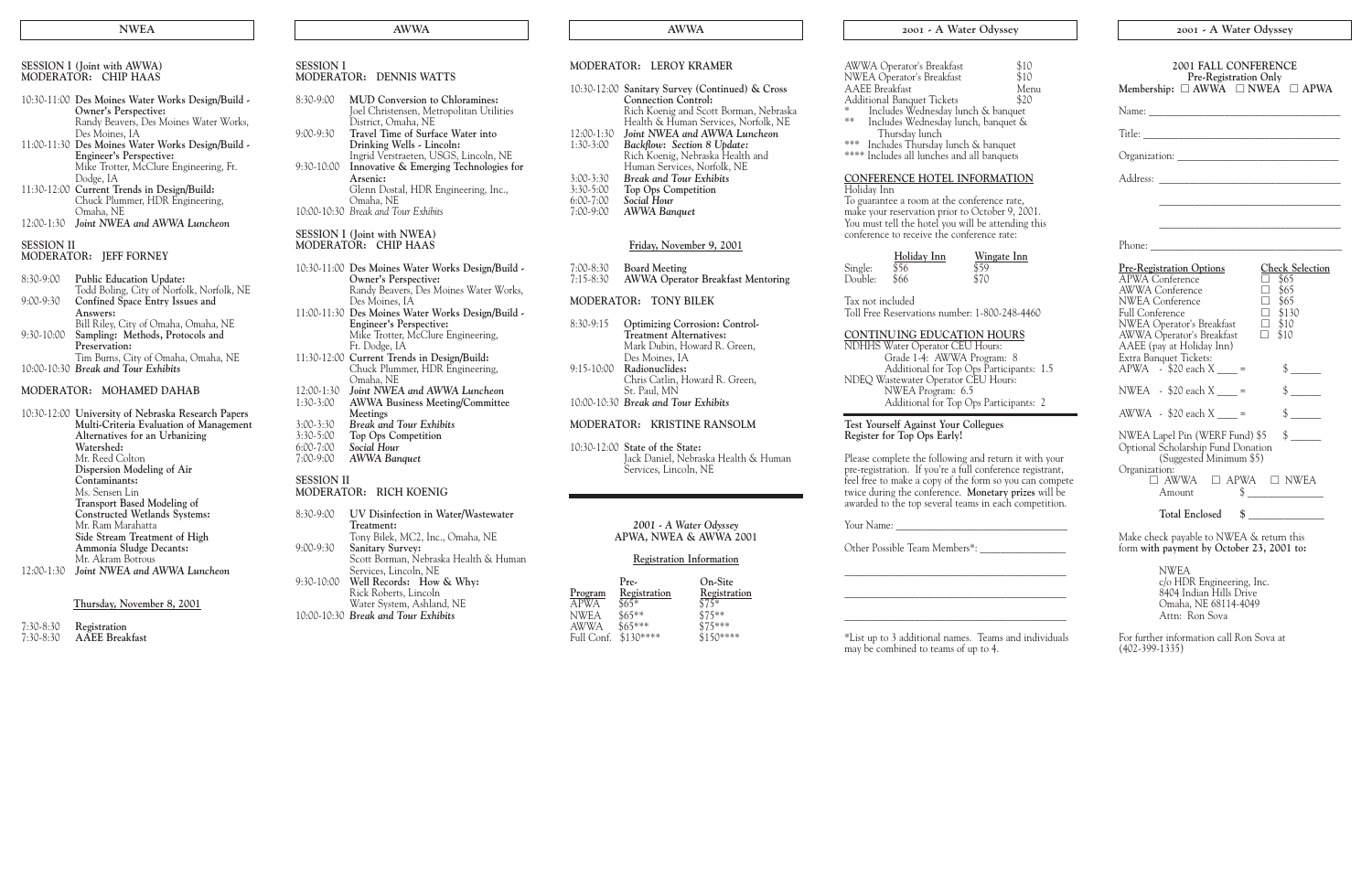## NWEA

### SESSION I (Joint with AWWA)
### MODERATOR: CHIP HAAS

10:30-11:00 **Des Moines Water Works Design/Build - Owner's Perspective:**
Randy Beavers, Des Moines Water Works, Des Moines, IA

11:00-11:30 **Des Moines Water Works Design/Build - Engineer's Perspective:**
Mike Trotter, McClure Engineering, Ft. Dodge, IA

11:30-12:00 **Current Trends in Design/Build:**
Chuck Plummer, HDR Engineering, Omaha, NE

12:00-1:30 ***Joint NWEA and AWWA Luncheon***

### SESSION II
### MODERATOR: JEFF FORNEY

8:30-9:00 **Public Education Update:**
Todd Boling, City of Norfolk, Norfolk, NE

9:00-9:30 **Confined Space Entry Issues and Answers:**
Bill Riley, City of Omaha, Omaha, NE

9:30-10:00 **Sampling: Methods, Protocols and Preservation:**
Tim Burns, City of Omaha, Omaha, NE

10:00-10:30 *Break and Tour Exhibits*

### MODERATOR: MOHAMED DAHAB

10:30-12:00 **University of Nebraska Research Papers**
**Multi-Criteria Evaluation of Management Alternatives for an Urbanizing Watershed:**
Mr. Reed Colton
**Dispersion Modeling of Air Contaminants:**
Ms. Sensen Lin
**Transport Based Modeling of Constructed Wetlands Systems:**
Mr. Ram Marahatta
**Side Stream Treatment of High Ammonia Sludge Decants:**
Mr. Akram Botrous

12:00-1:30 ***Joint NWEA and AWWA Luncheon***

### Thursday, November 8, 2001

7:30-8:30 **Registration**

7:30-8:30 **AAEE Breakfast**

## AWWA

### SESSION I
### MODERATOR: DENNIS WATTS

8:30-9:00 **MUD Conversion to Chloramines:**
Joel Christensen, Metropolitan Utilities District, Omaha, NE

9:00-9:30 **Travel Time of Surface Water into Drinking Wells - Lincoln:**
Ingrid Verstraeten, USGS, Lincoln, NE

9:30-10:00 **Innovative & Emerging Technologies for Arsenic:**
Glenn Dostal, HDR Engineering, Inc., Omaha, NE

10:00-10:30 *Break and Tour Exhibits*

### SESSION I (Joint with NWEA)
### MODERATOR: CHIP HAAS

10:30-11:00 **Des Moines Water Works Design/Build - Owner's Perspective:**
Randy Beavers, Des Moines Water Works, Des Moines, IA

11:00-11:30 **Des Moines Water Works Design/Build - Engineer's Perspective:**
Mike Trotter, McClure Engineering, Ft. Dodge, IA

11:30-12:00 **Current Trends in Design/Build:**
Chuck Plummer, HDR Engineering, Omaha, NE

12:00-1:30 ***Joint NWEA and AWWA Luncheon***

1:30-3:00 **AWWA Business Meeting/Committee Meetings**

3:00-3:30 ***Break and Tour Exhibits***

3:30-5:00 **Top Ops Competition**

6:00-7:00 ***Social Hour***

7:00-9:00 ***AWWA Banquet***

### SESSION II
### MODERATOR: RICH KOENIG

8:30-9:00 **UV Disinfection in Water/Wastewater Treatment:**
Tony Bilek, MC2, Inc., Omaha, NE

9:00-9:30 **Sanitary Survey:**
Scott Borman, Nebraska Health & Human Services, Lincoln, NE

9:30-10:00 **Well Records: How & Why:**
Rick Roberts, Lincoln Water System, Ashland, NE

10:00-10:30 ***Break and Tour Exhibits***

## AWWA

### MODERATOR: LEROY KRAMER

10:30-12:00 **Sanitary Survey (Continued) & Cross Connection Control:**
Rich Koenig and Scott Borman, Nebraska Health & Human Services, Norfolk, NE

12:00-1:30 ***Joint NWEA and AWWA Luncheon***

1:30-3:00 ***Backflow: Section 8 Update:***
Rich Koenig, Nebraska Health and Human Services, Norfolk, NE

3:00-3:30 ***Break and Tour Exhibits***

3:30-5:00 **Top Ops Competition**

6:00-7:00 ***Social Hour***

7:00-9:00 ***AWWA Banquet***

### Friday, November 9, 2001

7:00-8:30 **Board Meeting**

7:15-8:30 **AWWA Operator Breakfast Mentoring**

### MODERATOR: TONY BILEK

8:30-9:15 **Optimizing Corrosion: Control-Treatment Alternatives:**
Mark Dubin, Howard R. Green, Des Moines, IA

9:15-10:00 **Radionuclides:**
Chris Catlin, Howard R. Green, St. Paul, MN

10:00-10:30 *Break and Tour Exhibits*

### MODERATOR: KRISTINE RANSOLM

10:30-12:00 **State of the State:**
Jack Daniel, Nebraska Health & Human Services, Lincoln, NE

---

***2001 - A Water Odyssey***
**APWA, NWEA & AWWA 2001**

### Registration Information

| Program | Pre-Registration | On-Site Registration |
|---|---|---|
| APWA | $65* | $75* |
| NWEA | $65** | $75** |
| AWWA | $65*** | $75*** |
| Full Conf. | $130**** | $150**** |

## 2001 - A Water Odyssey

| | |
|---|---|
| AWWA Operator's Breakfast | $10 |
| NWEA Operator's Breakfast | $10 |
| AAEE Breakfast | Menu |
| Additional Banquet Tickets | $20 |

\* Includes Wednesday lunch & banquet
** Includes Wednesday lunch, banquet & Thursday lunch
*** Includes Thursday lunch & banquet
**** Includes all lunches and all banquets

### CONFERENCE HOTEL INFORMATION

Holiday Inn
To guarantee a room at the conference rate, make your reservation prior to October 9, 2001. You must tell the hotel you will be attending this conference to receive the conference rate:

| | Holiday Inn | Wingate Inn |
|---|---|---|
| Single: | $56 | $59 |
| Double: | $66 | $70 |

Tax not included
Toll Free Reservations number: 1-800-248-4460

### CONTINUING EDUCATION HOURS

NDHHS Water Operator CEU Hours:
Grade 1-4: AWWA Program: 8
Additional for Top Ops Participants: 1.5
NDEQ Wastewater Operator CEU Hours:
NWEA Program: 6.5
Additional for Top Ops Participants: 2

---

**Test Yourself Against Your Collegues**
**Register for Top Ops Early!**

Please complete the following and return it with your pre-registration. If you're a full conference registrant, feel free to make a copy of the form so you can compete twice during the conference. **Monetary prizes** will be awarded to the top several teams in each competition.

Your Name: ______________________

Other Possible Team Members*: ______________________

______________________

______________________

______________________

*List up to 3 additional names. Teams and individuals may be combined to teams of up to 4.

## 2001 - A Water Odyssey

**2001 FALL CONFERENCE**
**Pre-Registration Only**
**Membership:** ☐ AWWA ☐ NWEA ☐ APWA

Name: ______________________

Title: ______________________

Organization: ______________________

Address: ______________________

______________________

______________________

Phone: ______________________

| Pre-Registration Options | Check Selection |
|---|---|
| APWA Conference | ☐ $65 |
| AWWA Conference | ☐ $65 |
| NWEA Conference | ☐ $65 |
| Full Conference | ☐ $130 |
| NWEA Operator's Breakfast | ☐ $10 |
| AWWA Operator's Breakfast | ☐ $10 |
| AAEE (pay at Holiday Inn) | |
| Extra Banquet Tickets: | |
| APWA - $20 each X ____ = | $ ______ |
| NWEA - $20 each X ____ = | $ ______ |
| AWWA - $20 each X ____ = | $ ______ |
| NWEA Lapel Pin (WERF Fund) $5 | $ ______ |

Optional Scholarship Fund Donation
(Suggested Minimum $5)
Organization:
☐ AWWA ☐ APWA ☐ NWEA
Amount $ ____________

**Total Enclosed** $ ____________

Make check payable to NWEA & return this form **with payment by October 23, 2001 to:**

NWEA
c/o HDR Engineering, Inc.
8404 Indian Hills Drive
Omaha, NE 68114-4049
Attn: Ron Sova

For further information call Ron Sova at (402-399-1335)